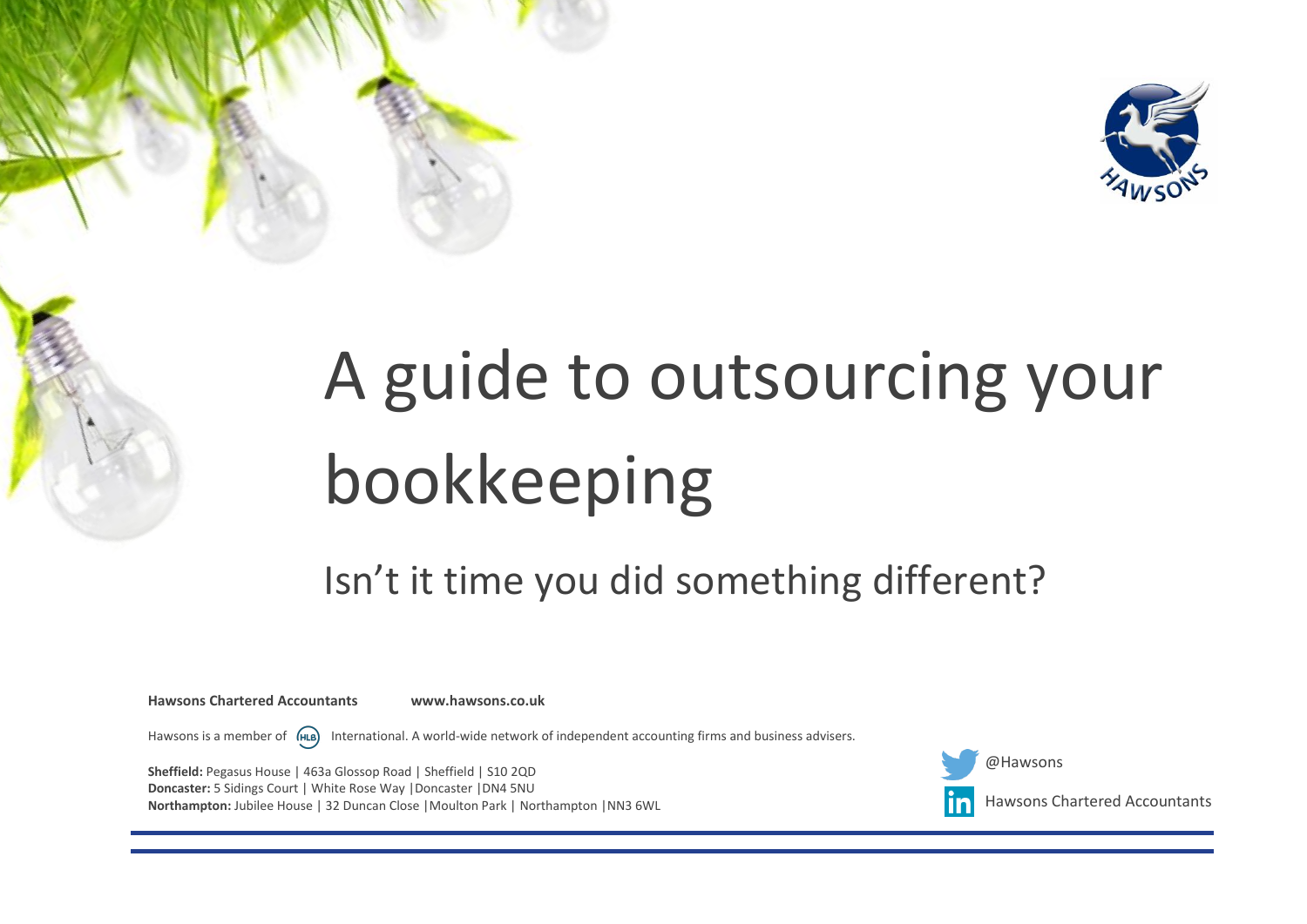# A guide to outsourcing your bookkeeping

## Isn't it time you did something different?

**Hawsons Chartered Accountants** **www.hawsons.co.uk**

Hawsons is a member of HLB International. A world-wide network of independent accounting firms and business advisers.

**Sheffield:** Pegasus House | 463a Glossop Road | Sheffield | S10 2QD
**Doncaster:** 5 Sidings Court | White Rose Way |Doncaster |DN4 5NU
**Northampton:** Jubilee House | 32 Duncan Close |Moulton Park | Northampton |NN3 6WL

@Hawsons

Hawsons Chartered Accountants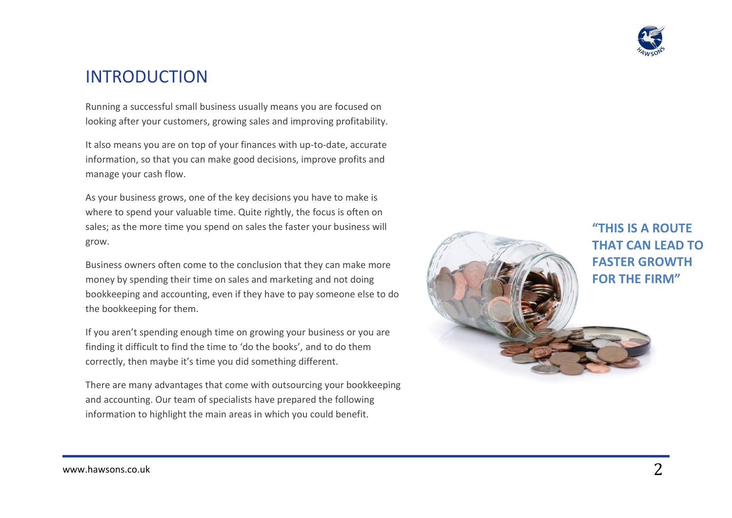# INTRODUCTION

Running a successful small business usually means you are focused on looking after your customers, growing sales and improving profitability.

It also means you are on top of your finances with up-to-date, accurate information, so that you can make good decisions, improve profits and manage your cash flow.

As your business grows, one of the key decisions you have to make is where to spend your valuable time. Quite rightly, the focus is often on sales; as the more time you spend on sales the faster your business will grow.

Business owners often come to the conclusion that they can make more money by spending their time on sales and marketing and not doing bookkeeping and accounting, even if they have to pay someone else to do the bookkeeping for them.

If you aren't spending enough time on growing your business or you are finding it difficult to find the time to 'do the books', and to do them correctly, then maybe it's time you did something different.

There are many advantages that come with outsourcing your bookkeeping and accounting. Our team of specialists have prepared the following information to highlight the main areas in which you could benefit.

**"THIS IS A ROUTE THAT CAN LEAD TO FASTER GROWTH FOR THE FIRM"**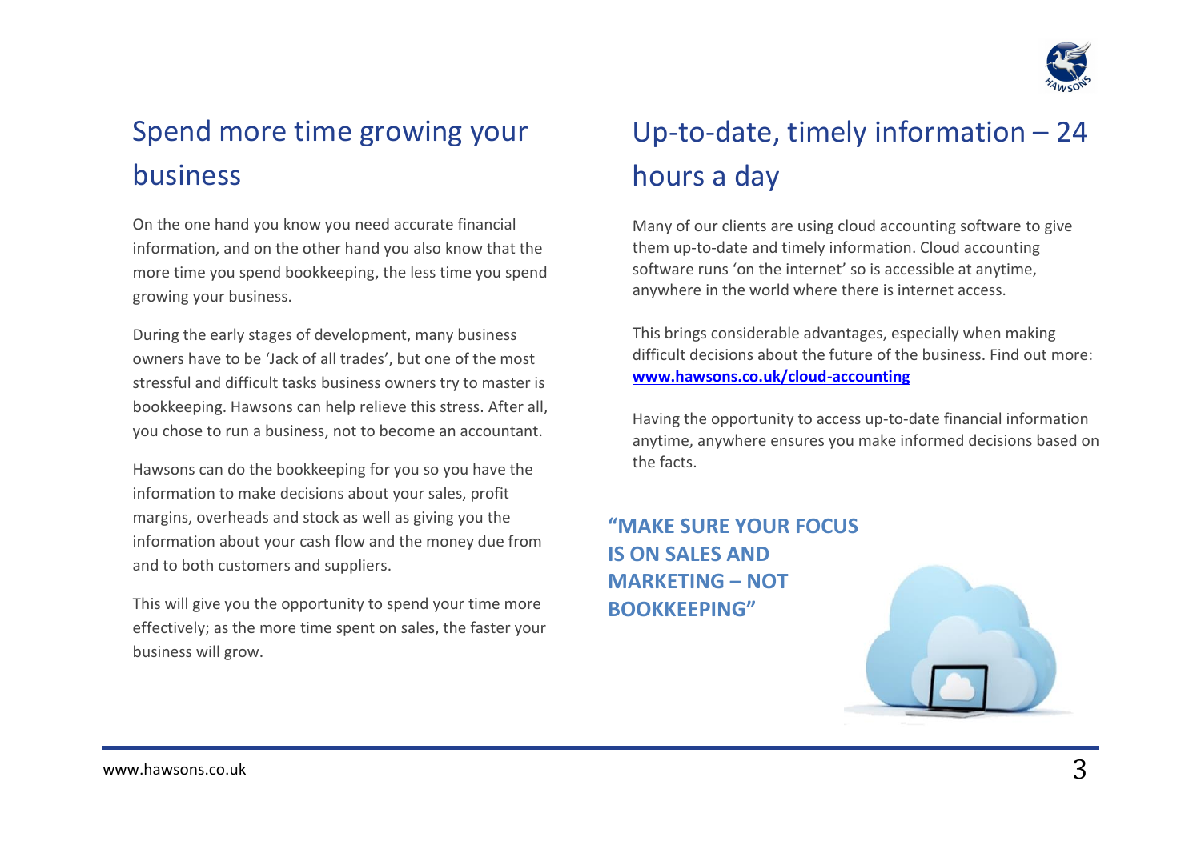## Spend more time growing your business

On the one hand you know you need accurate financial information, and on the other hand you also know that the more time you spend bookkeeping, the less time you spend growing your business.

During the early stages of development, many business owners have to be 'Jack of all trades', but one of the most stressful and difficult tasks business owners try to master is bookkeeping. Hawsons can help relieve this stress. After all, you chose to run a business, not to become an accountant.

Hawsons can do the bookkeeping for you so you have the information to make decisions about your sales, profit margins, overheads and stock as well as giving you the information about your cash flow and the money due from and to both customers and suppliers.

This will give you the opportunity to spend your time more effectively; as the more time spent on sales, the faster your business will grow.

## Up-to-date, timely information – 24 hours a day

Many of our clients are using cloud accounting software to give them up-to-date and timely information. Cloud accounting software runs 'on the internet' so is accessible at anytime, anywhere in the world where there is internet access.

This brings considerable advantages, especially when making difficult decisions about the future of the business. Find out more: **www.hawsons.co.uk/cloud-accounting**

Having the opportunity to access up-to-date financial information anytime, anywhere ensures you make informed decisions based on the facts.

**"MAKE SURE YOUR FOCUS IS ON SALES AND MARKETING – NOT BOOKKEEPING"**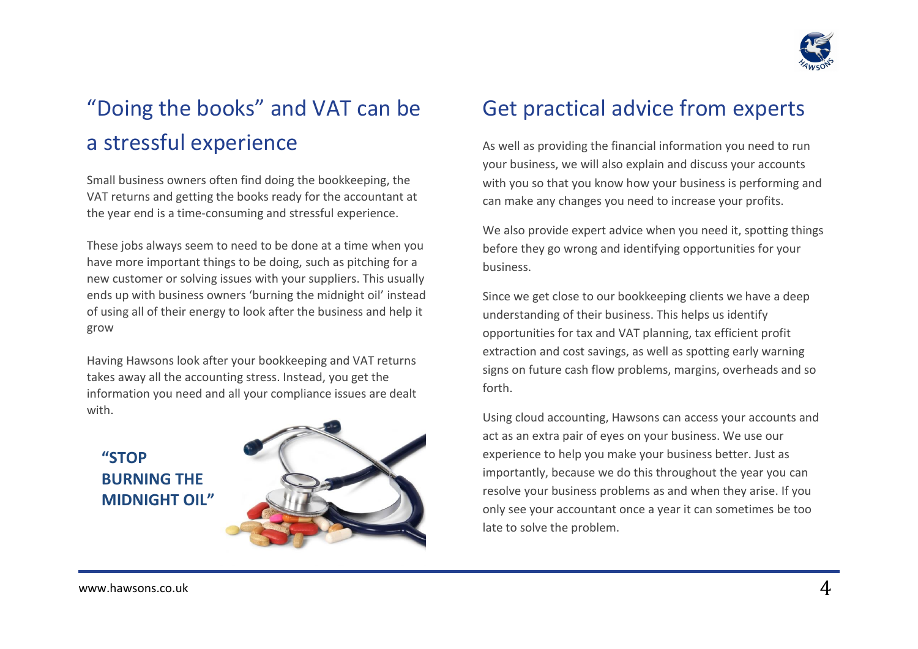## "Doing the books" and VAT can be a stressful experience

Small business owners often find doing the bookkeeping, the VAT returns and getting the books ready for the accountant at the year end is a time-consuming and stressful experience.

These jobs always seem to need to be done at a time when you have more important things to be doing, such as pitching for a new customer or solving issues with your suppliers. This usually ends up with business owners 'burning the midnight oil' instead of using all of their energy to look after the business and help it grow

Having Hawsons look after your bookkeeping and VAT returns takes away all the accounting stress. Instead, you get the information you need and all your compliance issues are dealt with.

**"STOP BURNING THE MIDNIGHT OIL"**

## Get practical advice from experts

As well as providing the financial information you need to run your business, we will also explain and discuss your accounts with you so that you know how your business is performing and can make any changes you need to increase your profits.

We also provide expert advice when you need it, spotting things before they go wrong and identifying opportunities for your business.

Since we get close to our bookkeeping clients we have a deep understanding of their business. This helps us identify opportunities for tax and VAT planning, tax efficient profit extraction and cost savings, as well as spotting early warning signs on future cash flow problems, margins, overheads and so forth.

Using cloud accounting, Hawsons can access your accounts and act as an extra pair of eyes on your business. We use our experience to help you make your business better. Just as importantly, because we do this throughout the year you can resolve your business problems as and when they arise. If you only see your accountant once a year it can sometimes be too late to solve the problem.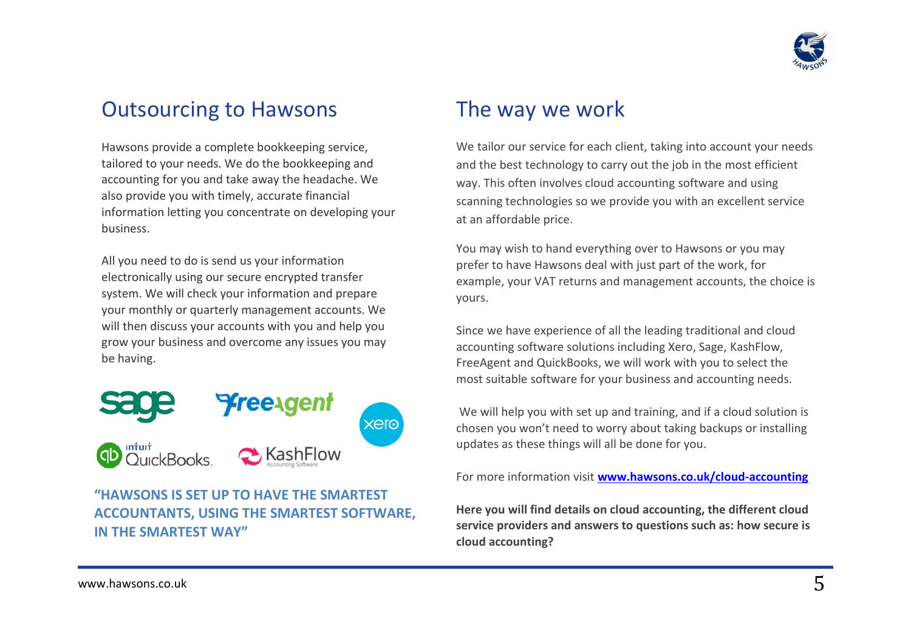## Outsourcing to Hawsons

Hawsons provide a complete bookkeeping service, tailored to your needs. We do the bookkeeping and accounting for you and take away the headache. We also provide you with timely, accurate financial information letting you concentrate on developing your business.

All you need to do is send us your information electronically using our secure encrypted transfer system. We will check your information and prepare your monthly or quarterly management accounts. We will then discuss your accounts with you and help you grow your business and overcome any issues you may be having.

**"HAWSONS IS SET UP TO HAVE THE SMARTEST ACCOUNTANTS, USING THE SMARTEST SOFTWARE, IN THE SMARTEST WAY"**

## The way we work

We tailor our service for each client, taking into account your needs and the best technology to carry out the job in the most efficient way. This often involves cloud accounting software and using scanning technologies so we provide you with an excellent service at an affordable price.

You may wish to hand everything over to Hawsons or you may prefer to have Hawsons deal with just part of the work, for example, your VAT returns and management accounts, the choice is yours.

Since we have experience of all the leading traditional and cloud accounting software solutions including Xero, Sage, KashFlow, FreeAgent and QuickBooks, we will work with you to select the most suitable software for your business and accounting needs.

We will help you with set up and training, and if a cloud solution is chosen you won't need to worry about taking backups or installing updates as these things will all be done for you.

For more information visit **www.hawsons.co.uk/cloud-accounting**

**Here you will find details on cloud accounting, the different cloud service providers and answers to questions such as: how secure is cloud accounting?**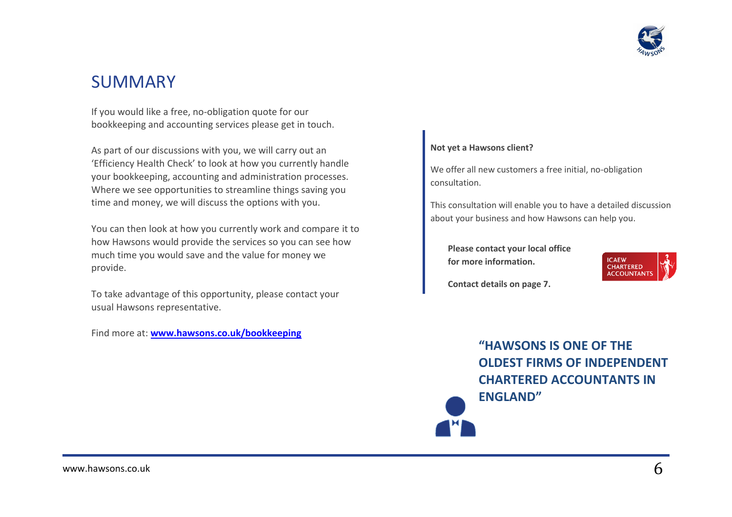# SUMMARY

If you would like a free, no-obligation quote for our bookkeeping and accounting services please get in touch.

As part of our discussions with you, we will carry out an 'Efficiency Health Check' to look at how you currently handle your bookkeeping, accounting and administration processes. Where we see opportunities to streamline things saving you time and money, we will discuss the options with you.

You can then look at how you currently work and compare it to how Hawsons would provide the services so you can see how much time you would save and the value for money we provide.

To take advantage of this opportunity, please contact your usual Hawsons representative.

Find more at: **[www.hawsons.co.uk/bookkeeping](www.hawsons.co.uk/bookkeeping)**

**Not yet a Hawsons client?**

We offer all new customers a free initial, no-obligation consultation.

This consultation will enable you to have a detailed discussion about your business and how Hawsons can help you.

**Please contact your local office for more information.**

**Contact details on page 7.**

ICAEW CHARTERED ACCOUNTANTS

**"HAWSONS IS ONE OF THE OLDEST FIRMS OF INDEPENDENT CHARTERED ACCOUNTANTS IN ENGLAND"**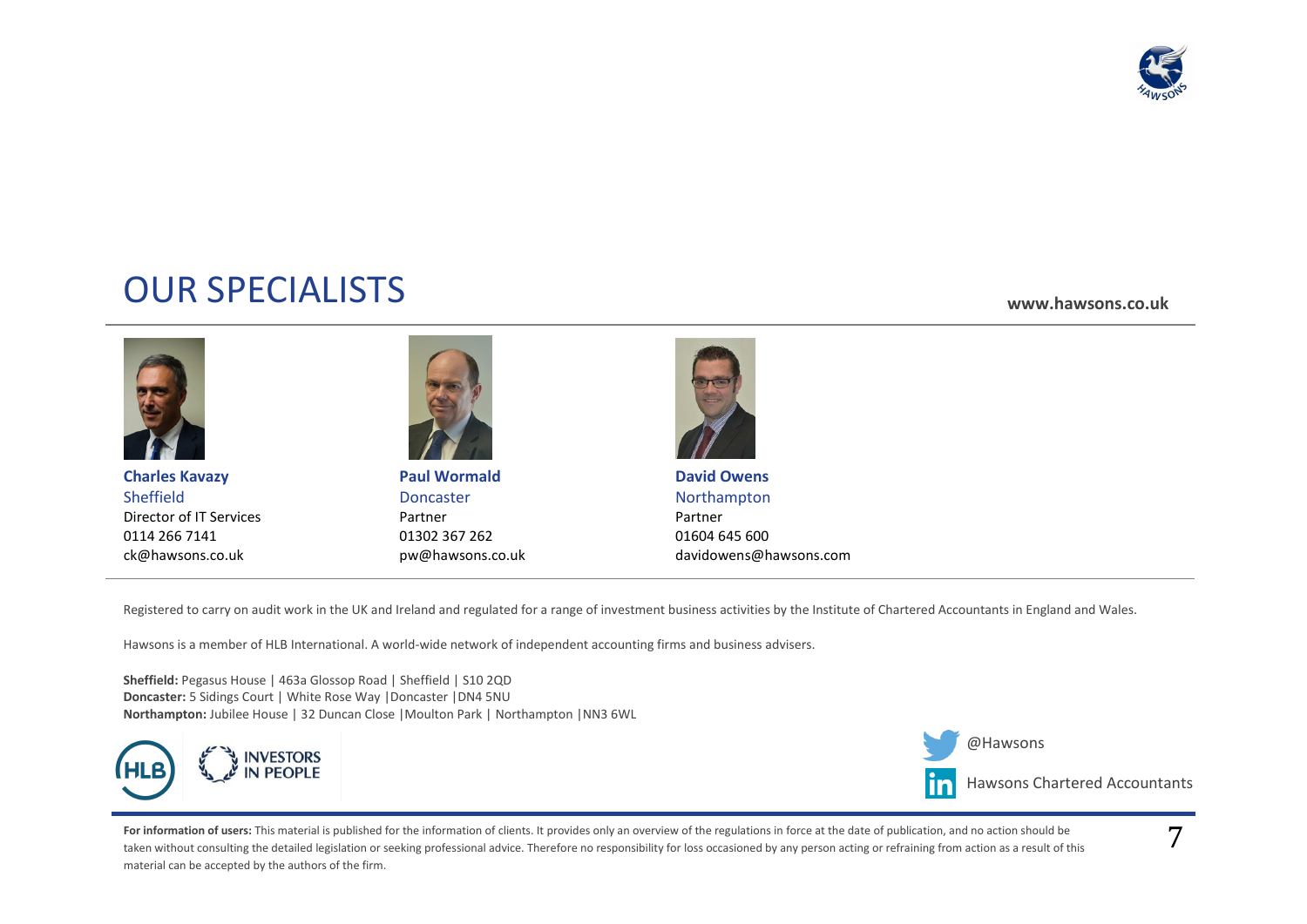# OUR SPECIALISTS

**www.hawsons.co.uk**

**Charles Kavazy**
Sheffield
Director of IT Services
0114 266 7141
ck@hawsons.co.uk

**Paul Wormald**
Doncaster
Partner
01302 367 262
pw@hawsons.co.uk

**David Owens**
Northampton
Partner
01604 645 600
davidowens@hawsons.com

Registered to carry on audit work in the UK and Ireland and regulated for a range of investment business activities by the Institute of Chartered Accountants in England and Wales.

Hawsons is a member of HLB International. A world-wide network of independent accounting firms and business advisers.

**Sheffield:** Pegasus House | 463a Glossop Road | Sheffield | S10 2QD
**Doncaster:** 5 Sidings Court | White Rose Way |Doncaster |DN4 5NU
**Northampton:** Jubilee House | 32 Duncan Close |Moulton Park | Northampton |NN3 6WL

@Hawsons

Hawsons Chartered Accountants

**For information of users:** This material is published for the information of clients. It provides only an overview of the regulations in force at the date of publication, and no action should be taken without consulting the detailed legislation or seeking professional advice. Therefore no responsibility for loss occasioned by any person acting or refraining from action as a result of this material can be accepted by the authors of the firm.